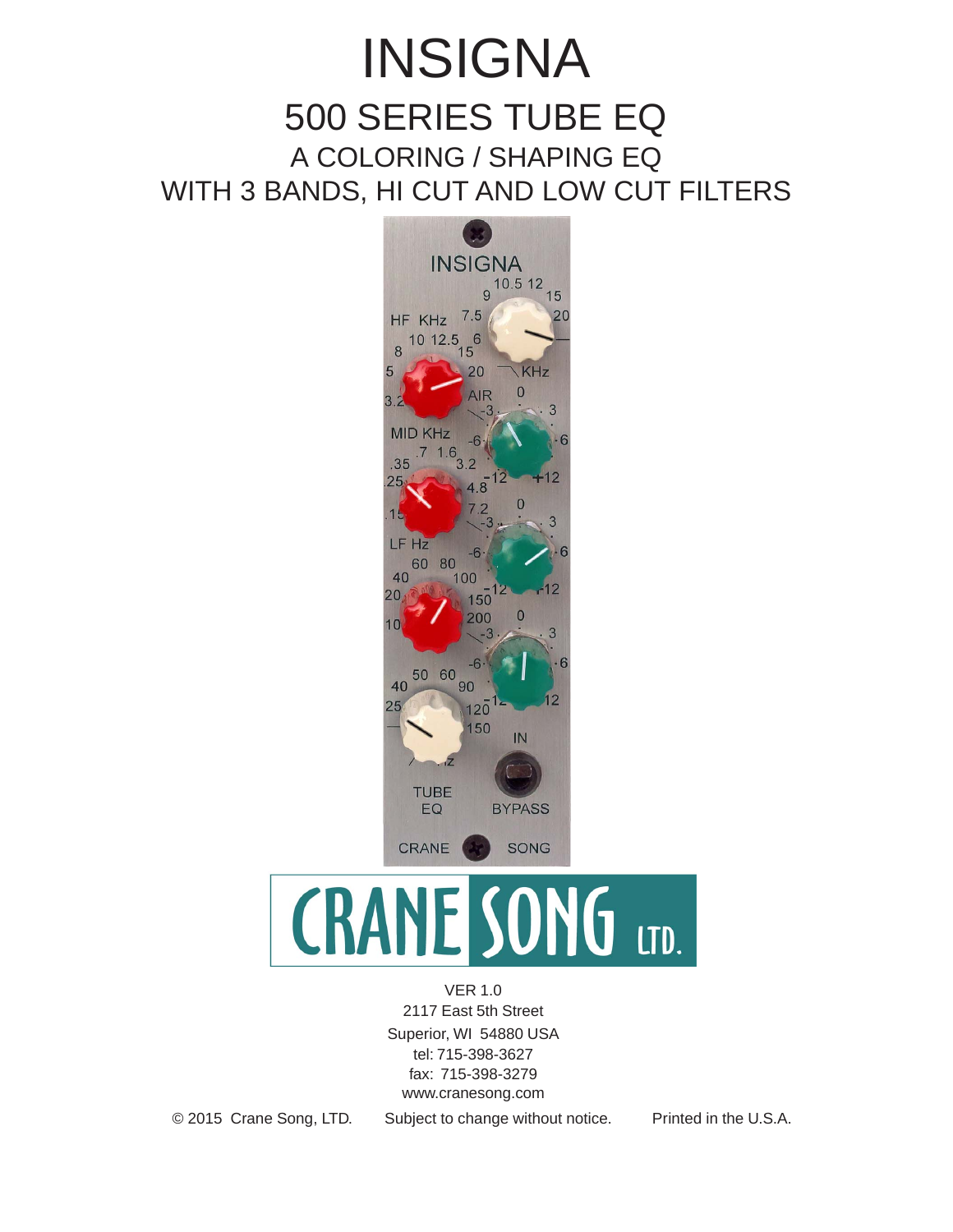# INSIGNA

## 500 SERIES TUBE EQ

### A COLORING / SHAPING EQ
### WITH 3 BANDS, HI CUT AND LOW CUT FILTERS

CRANE SONG LTD.

VER 1.0
2117 East 5th Street
Superior, WI 54880 USA
tel: 715-398-3627
fax: 715-398-3279
www.cranesong.com

© 2015 Crane Song, LTD. Subject to change without notice. Printed in the U.S.A.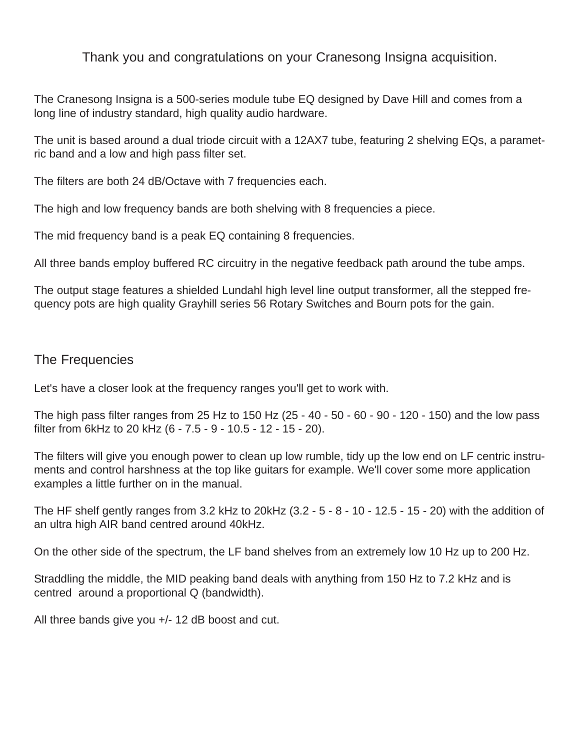Thank you and congratulations on your Cranesong Insigna acquisition.

The Cranesong Insigna is a 500-series module tube EQ designed by Dave Hill and comes from a long line of industry standard, high quality audio hardware.

The unit is based around a dual triode circuit with a 12AX7 tube, featuring 2 shelving EQs, a parametric band and a low and high pass filter set.

The filters are both 24 dB/Octave with 7 frequencies each.

The high and low frequency bands are both shelving with 8 frequencies a piece.

The mid frequency band is a peak EQ containing 8 frequencies.

All three bands employ buffered RC circuitry in the negative feedback path around the tube amps.

The output stage features a shielded Lundahl high level line output transformer, all the stepped frequency pots are high quality Grayhill series 56 Rotary Switches and Bourn pots for the gain.

## The Frequencies

Let's have a closer look at the frequency ranges you'll get to work with.

The high pass filter ranges from 25 Hz to 150 Hz (25 - 40 - 50 - 60 - 90 - 120 - 150) and the low pass filter from 6kHz to 20 kHz (6 - 7.5 - 9 - 10.5 - 12 - 15 - 20).

The filters will give you enough power to clean up low rumble, tidy up the low end on LF centric instruments and control harshness at the top like guitars for example. We'll cover some more application examples a little further on in the manual.

The HF shelf gently ranges from 3.2 kHz to 20kHz (3.2 - 5 - 8 - 10 - 12.5 - 15 - 20) with the addition of an ultra high AIR band centred around 40kHz.

On the other side of the spectrum, the LF band shelves from an extremely low 10 Hz up to 200 Hz.

Straddling the middle, the MID peaking band deals with anything from 150 Hz to 7.2 kHz and is centred around a proportional Q (bandwidth).

All three bands give you +/- 12 dB boost and cut.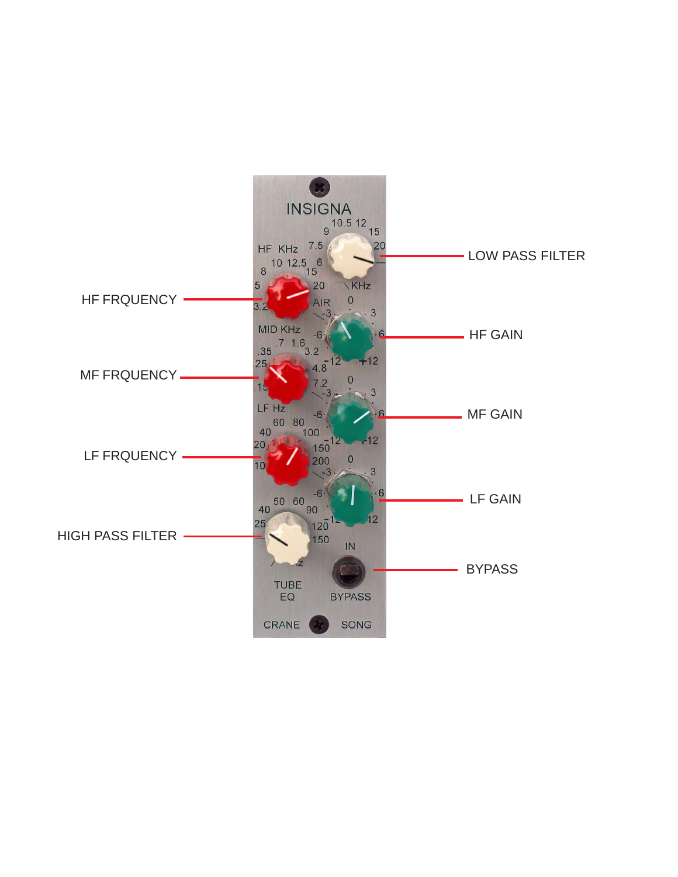LOW PASS FILTER

HF FRQUENCY

HF GAIN

MF FRQUENCY

MF GAIN

LF FRQUENCY

LF GAIN

HIGH PASS FILTER

BYPASS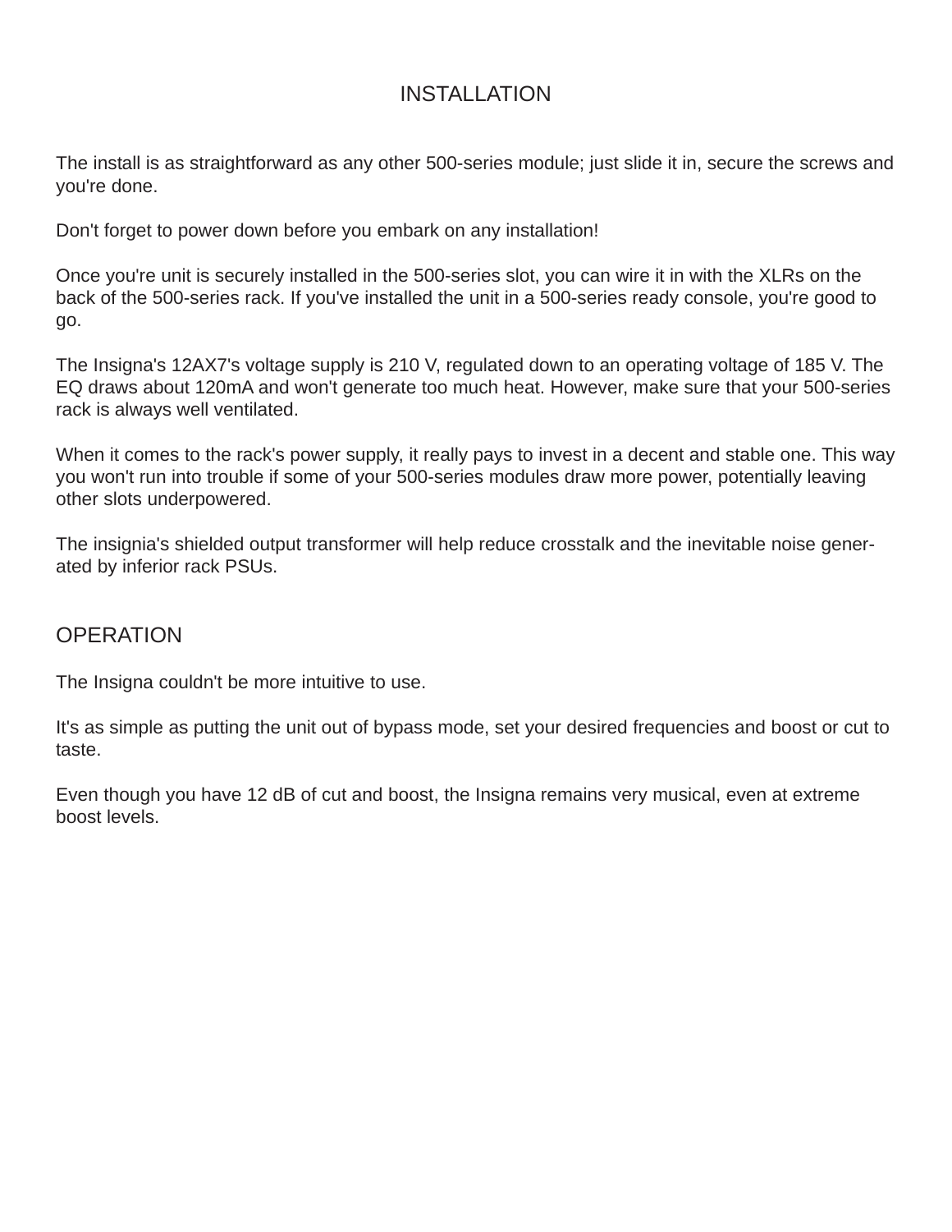# INSTALLATION

The install is as straightforward as any other 500-series module; just slide it in, secure the screws and you're done.

Don't forget to power down before you embark on any installation!

Once you're unit is securely installed in the 500-series slot, you can wire it in with the XLRs on the back of the 500-series rack. If you've installed the unit in a 500-series ready console, you're good to go.

The Insigna's 12AX7's voltage supply is 210 V, regulated down to an operating voltage of 185 V. The EQ draws about 120mA and won't generate too much heat. However, make sure that your 500-series rack is always well ventilated.

When it comes to the rack's power supply, it really pays to invest in a decent and stable one. This way you won't run into trouble if some of your 500-series modules draw more power, potentially leaving other slots underpowered.

The insignia's shielded output transformer will help reduce crosstalk and the inevitable noise generated by inferior rack PSUs.

# OPERATION

The Insigna couldn't be more intuitive to use.

It's as simple as putting the unit out of bypass mode, set your desired frequencies and boost or cut to taste.

Even though you have 12 dB of cut and boost, the Insigna remains very musical, even at extreme boost levels.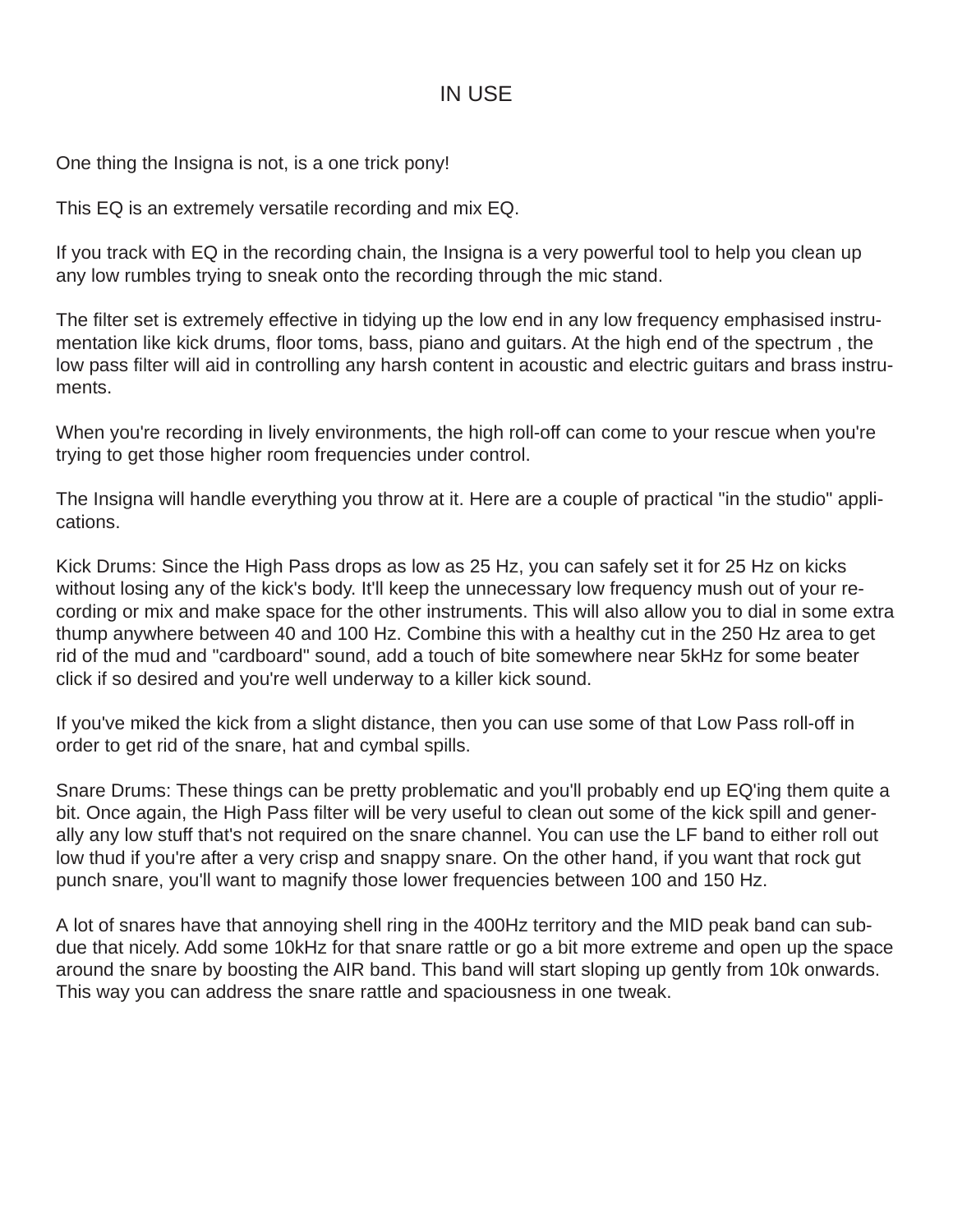# IN USE

One thing the Insigna is not, is a one trick pony!

This EQ is an extremely versatile recording and mix EQ.

If you track with EQ in the recording chain, the Insigna is a very powerful tool to help you clean up any low rumbles trying to sneak onto the recording through the mic stand.

The filter set is extremely effective in tidying up the low end in any low frequency emphasised instrumentation like kick drums, floor toms, bass, piano and guitars. At the high end of the spectrum , the low pass filter will aid in controlling any harsh content in acoustic and electric guitars and brass instruments.

When you're recording in lively environments, the high roll-off can come to your rescue when you're trying to get those higher room frequencies under control.

The Insigna will handle everything you throw at it. Here are a couple of practical "in the studio" applications.

Kick Drums: Since the High Pass drops as low as 25 Hz, you can safely set it for 25 Hz on kicks without losing any of the kick's body. It'll keep the unnecessary low frequency mush out of your recording or mix and make space for the other instruments. This will also allow you to dial in some extra thump anywhere between 40 and 100 Hz. Combine this with a healthy cut in the 250 Hz area to get rid of the mud and "cardboard" sound, add a touch of bite somewhere near 5kHz for some beater click if so desired and you're well underway to a killer kick sound.

If you've miked the kick from a slight distance, then you can use some of that Low Pass roll-off in order to get rid of the snare, hat and cymbal spills.

Snare Drums: These things can be pretty problematic and you'll probably end up EQ'ing them quite a bit. Once again, the High Pass filter will be very useful to clean out some of the kick spill and generally any low stuff that's not required on the snare channel. You can use the LF band to either roll out low thud if you're after a very crisp and snappy snare. On the other hand, if you want that rock gut punch snare, you'll want to magnify those lower frequencies between 100 and 150 Hz.

A lot of snares have that annoying shell ring in the 400Hz territory and the MID peak band can subdue that nicely. Add some 10kHz for that snare rattle or go a bit more extreme and open up the space around the snare by boosting the AIR band. This band will start sloping up gently from 10k onwards. This way you can address the snare rattle and spaciousness in one tweak.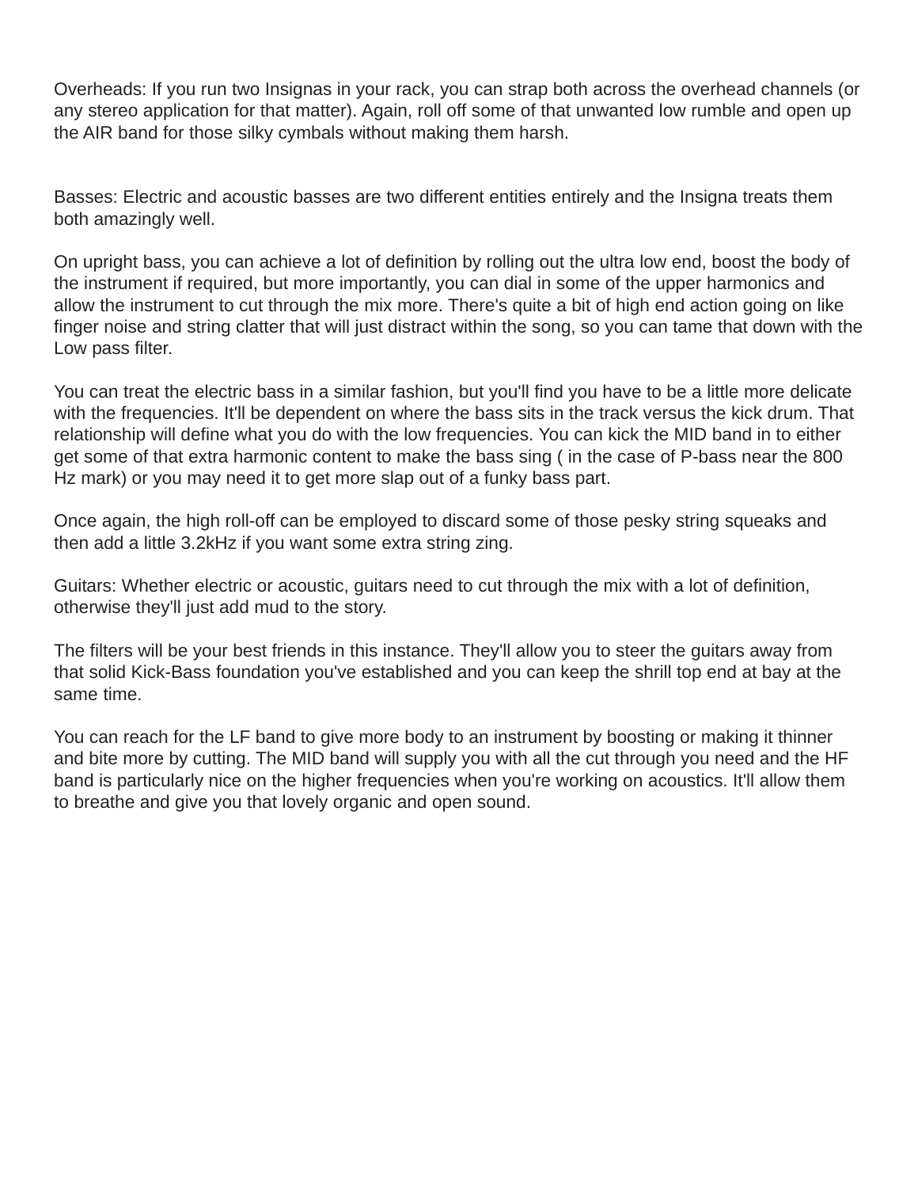Overheads: If you run two Insignas in your rack, you can strap both across the overhead channels (or any stereo application for that matter). Again, roll off some of that unwanted low rumble and open up the AIR band for those silky cymbals without making them harsh.

Basses: Electric and acoustic basses are two different entities entirely and the Insigna treats them both amazingly well.

On upright bass, you can achieve a lot of definition by rolling out the ultra low end, boost the body of the instrument if required, but more importantly, you can dial in some of the upper harmonics and allow the instrument to cut through the mix more. There's quite a bit of high end action going on like finger noise and string clatter that will just distract within the song, so you can tame that down with the Low pass filter.

You can treat the electric bass in a similar fashion, but you'll find you have to be a little more delicate with the frequencies. It'll be dependent on where the bass sits in the track versus the kick drum. That relationship will define what you do with the low frequencies. You can kick the MID band in to either get some of that extra harmonic content to make the bass sing ( in the case of P-bass near the 800 Hz mark) or you may need it to get more slap out of a funky bass part.

Once again, the high roll-off can be employed to discard some of those pesky string squeaks and then add a little 3.2kHz if you want some extra string zing.

Guitars: Whether electric or acoustic, guitars need to cut through the mix with a lot of definition, otherwise they'll just add mud to the story.

The filters will be your best friends in this instance. They'll allow you to steer the guitars away from that solid Kick-Bass foundation you've established and you can keep the shrill top end at bay at the same time.

You can reach for the LF band to give more body to an instrument by boosting or making it thinner and bite more by cutting. The MID band will supply you with all the cut through you need and the HF band is particularly nice on the higher frequencies when you're working on acoustics. It'll allow them to breathe and give you that lovely organic and open sound.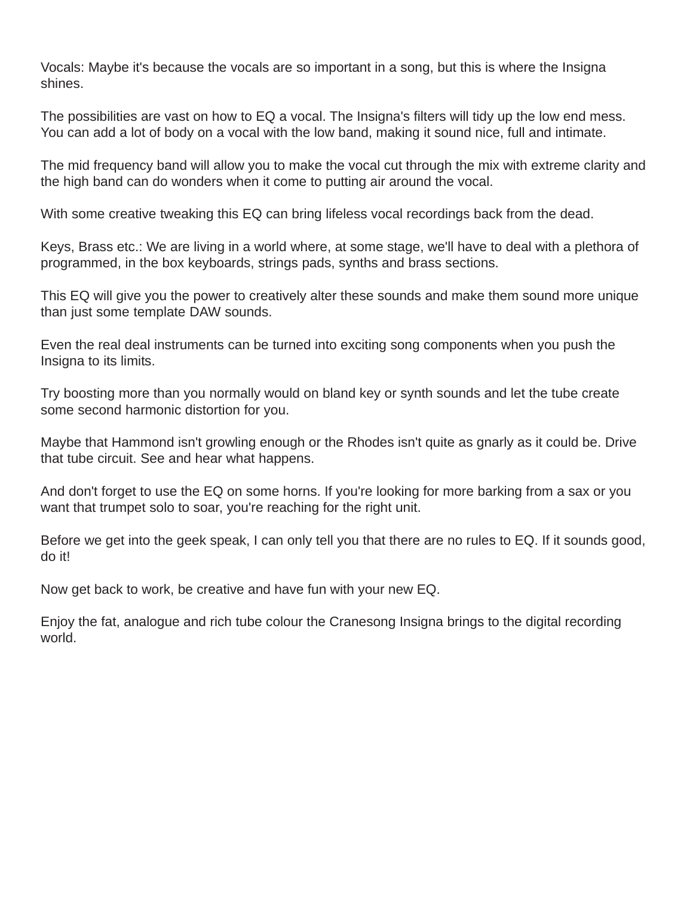Vocals: Maybe it's because the vocals are so important in a song, but this is where the Insigna shines.

The possibilities are vast on how to EQ a vocal. The Insigna's filters will tidy up the low end mess. You can add a lot of body on a vocal with the low band, making it sound nice, full and intimate.

The mid frequency band will allow you to make the vocal cut through the mix with extreme clarity and the high band can do wonders when it come to putting air around the vocal.

With some creative tweaking this EQ can bring lifeless vocal recordings back from the dead.

Keys, Brass etc.: We are living in a world where, at some stage, we'll have to deal with a plethora of programmed, in the box keyboards, strings pads, synths and brass sections.

This EQ will give you the power to creatively alter these sounds and make them sound more unique than just some template DAW sounds.

Even the real deal instruments can be turned into exciting song components when you push the Insigna to its limits.

Try boosting more than you normally would on bland key or synth sounds and let the tube create some second harmonic distortion for you.

Maybe that Hammond isn't growling enough or the Rhodes isn't quite as gnarly as it could be. Drive that tube circuit. See and hear what happens.

And don't forget to use the EQ on some horns. If you're looking for more barking from a sax or you want that trumpet solo to soar, you're reaching for the right unit.

Before we get into the geek speak, I can only tell you that there are no rules to EQ. If it sounds good, do it!

Now get back to work, be creative and have fun with your new EQ.

Enjoy the fat, analogue and rich tube colour the Cranesong Insigna brings to the digital recording world.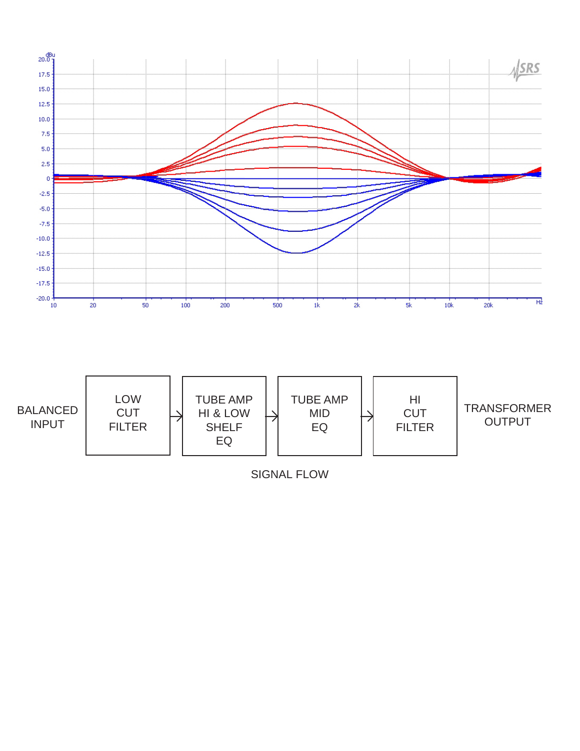BALANCED INPUT → LOW CUT FILTER → TUBE AMP HI & LOW SHELF EQ → TUBE AMP MID EQ → HI CUT FILTER → TRANSFORMER OUTPUT

SIGNAL FLOW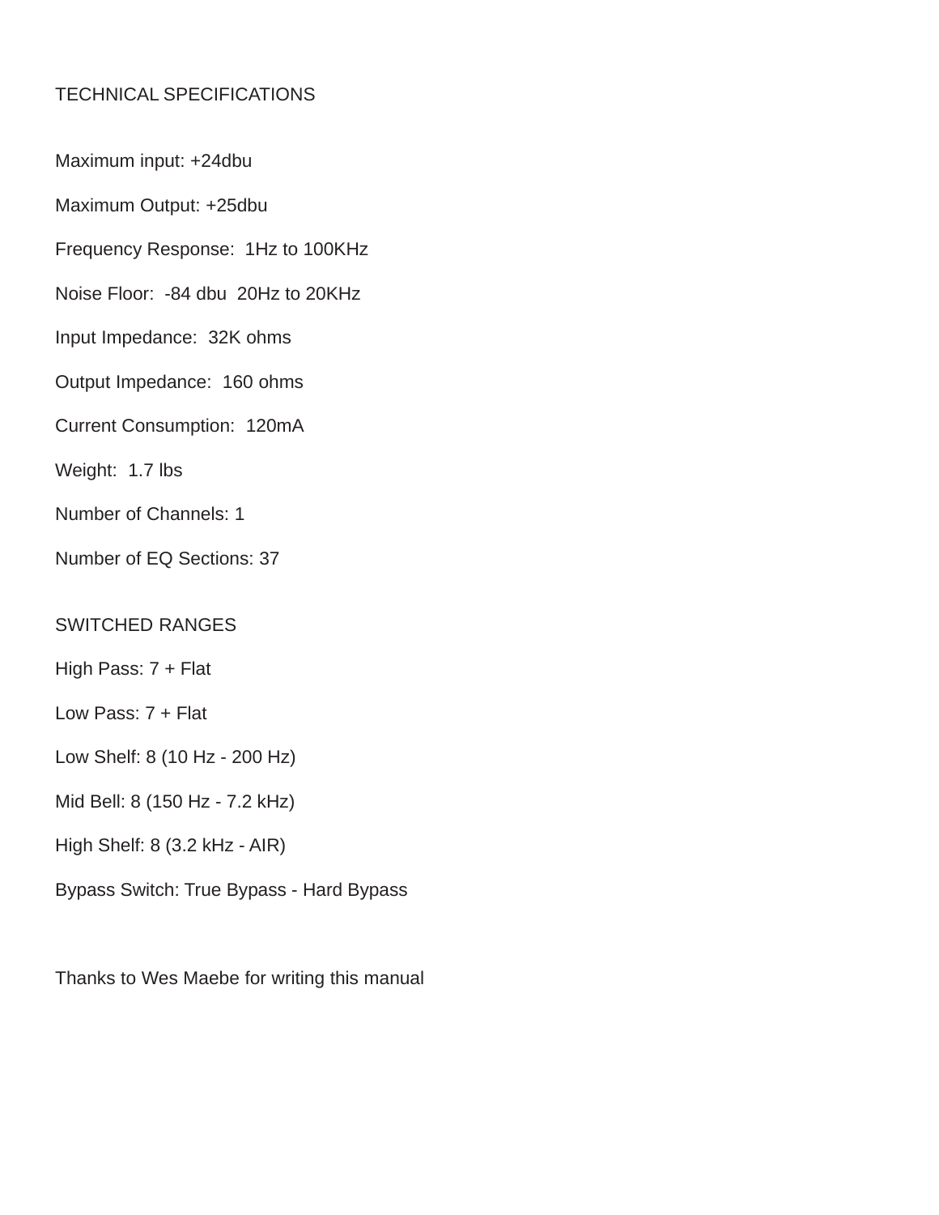## TECHNICAL SPECIFICATIONS

Maximum input: +24dbu

Maximum Output: +25dbu

Frequency Response: 1Hz to 100KHz

Noise Floor: -84 dbu 20Hz to 20KHz

Input Impedance: 32K ohms

Output Impedance: 160 ohms

Current Consumption: 120mA

Weight: 1.7 lbs

Number of Channels: 1

Number of EQ Sections: 37

## SWITCHED RANGES

High Pass: 7 + Flat

Low Pass: 7 + Flat

Low Shelf: 8 (10 Hz - 200 Hz)

Mid Bell: 8 (150 Hz - 7.2 kHz)

High Shelf: 8 (3.2 kHz - AIR)

Bypass Switch: True Bypass - Hard Bypass

Thanks to Wes Maebe for writing this manual